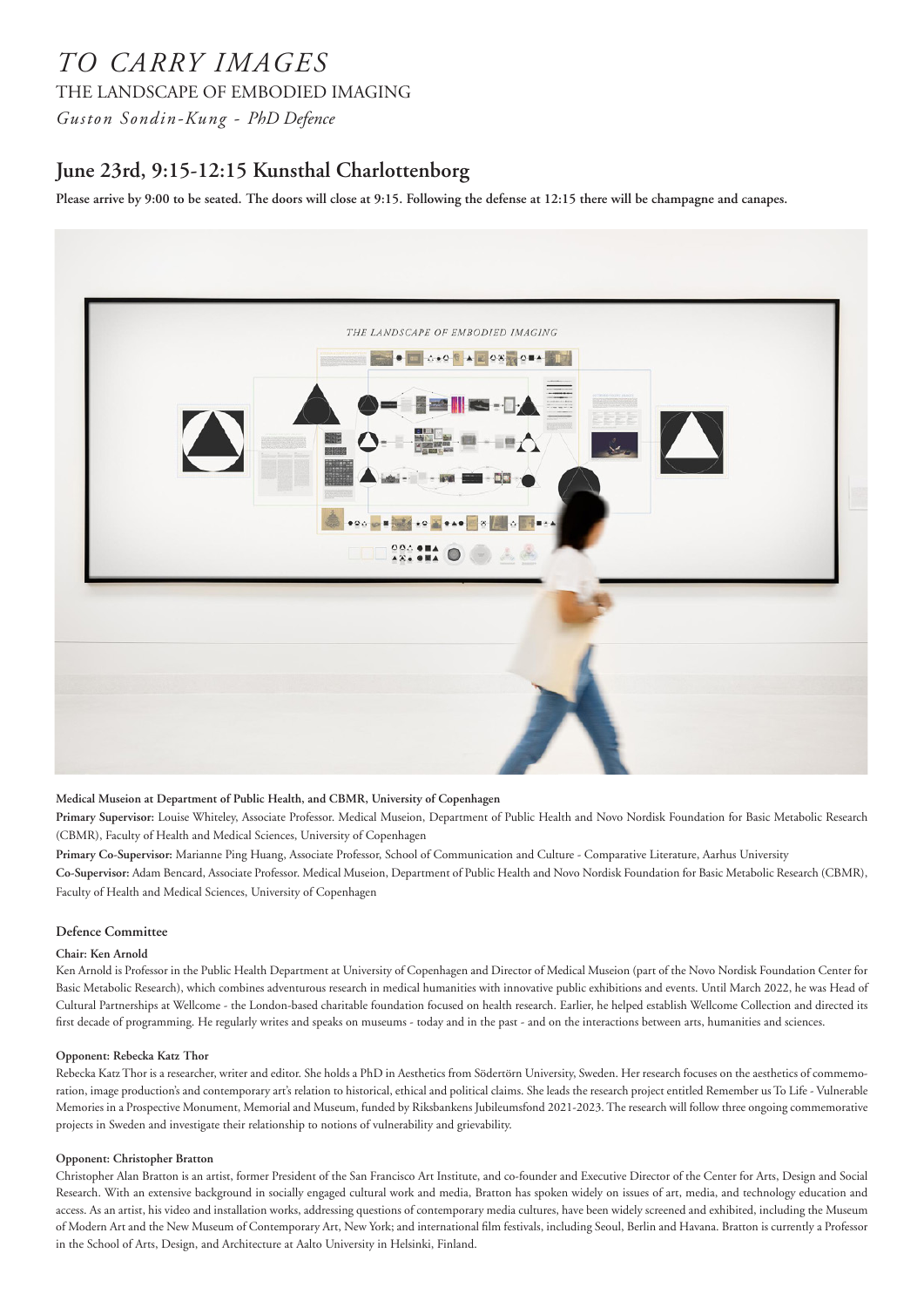# *TO CARRY IMAGES*

THE LANDSCAPE OF EMBODIED IMAGING

*Guston Sondin-Kung - PhD Defence*

## June 23rd, 9:15-12:15 Kunsthal Charlottenborg

**Please arrive by 9:00 to be seated. The doors will close at 9:15. Following the defense at 12:15 there will be champagne and canapes.**

**Medical Museion at Department of Public Health, and CBMR, University of Copenhagen**

**Primary Supervisor:** Louise Whiteley, Associate Professor. Medical Museion, Department of Public Health and Novo Nordisk Foundation for Basic Metabolic Research (CBMR), Faculty of Health and Medical Sciences, University of Copenhagen

**Primary Co-Supervisor:** Marianne Ping Huang, Associate Professor, School of Communication and Culture - Comparative Literature, Aarhus University

**Co-Supervisor:** Adam Bencard, Associate Professor. Medical Museion, Department of Public Health and Novo Nordisk Foundation for Basic Metabolic Research (CBMR), Faculty of Health and Medical Sciences, University of Copenhagen

### Defence Committee

#### Chair: Ken Arnold

Ken Arnold is Professor in the Public Health Department at University of Copenhagen and Director of Medical Museion (part of the Novo Nordisk Foundation Center for Basic Metabolic Research), which combines adventurous research in medical humanities with innovative public exhibitions and events. Until March 2022, he was Head of Cultural Partnerships at Wellcome - the London-based charitable foundation focused on health research. Earlier, he helped establish Wellcome Collection and directed its first decade of programming. He regularly writes and speaks on museums - today and in the past - and on the interactions between arts, humanities and sciences.

#### Opponent: Rebecka Katz Thor

Rebecka Katz Thor is a researcher, writer and editor. She holds a PhD in Aesthetics from Södertörn University, Sweden. Her research focuses on the aesthetics of commemoration, image production's and contemporary art's relation to historical, ethical and political claims. She leads the research project entitled Remember us To Life - Vulnerable Memories in a Prospective Monument, Memorial and Museum, funded by Riksbankens Jubileumsfond 2021-2023. The research will follow three ongoing commemorative projects in Sweden and investigate their relationship to notions of vulnerability and grievability.

#### Opponent: Christopher Bratton

Christopher Alan Bratton is an artist, former President of the San Francisco Art Institute, and co-founder and Executive Director of the Center for Arts, Design and Social Research. With an extensive background in socially engaged cultural work and media, Bratton has spoken widely on issues of art, media, and technology education and access. As an artist, his video and installation works, addressing questions of contemporary media cultures, have been widely screened and exhibited, including the Museum of Modern Art and the New Museum of Contemporary Art, New York; and international film festivals, including Seoul, Berlin and Havana. Bratton is currently a Professor in the School of Arts, Design, and Architecture at Aalto University in Helsinki, Finland.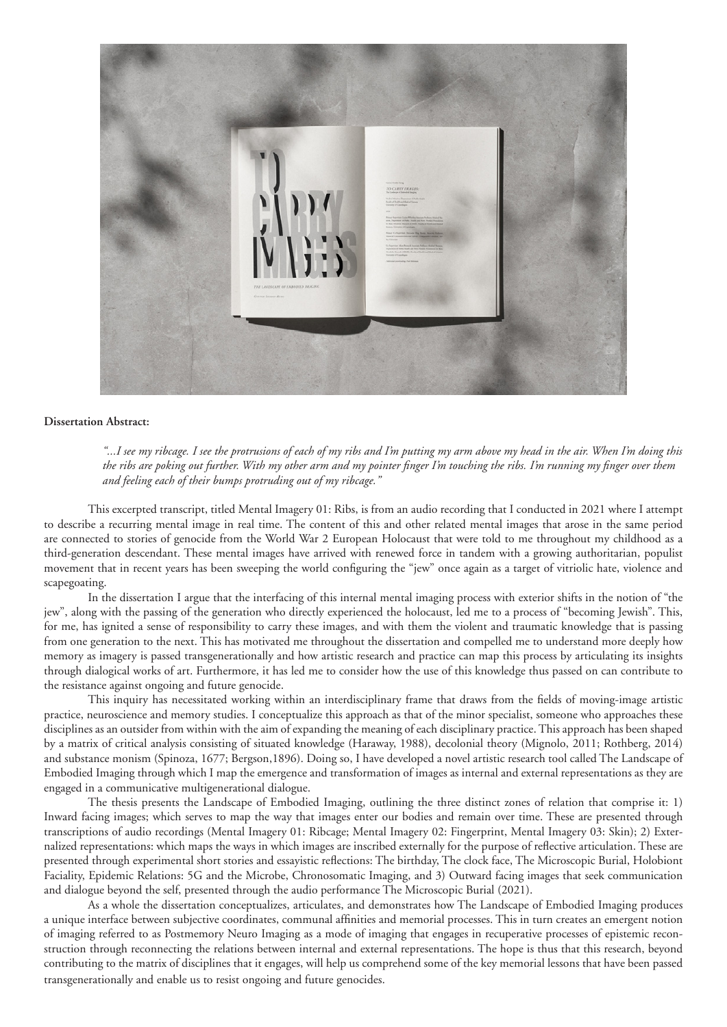**Dissertation Abstract:**

> *"...I see my ribcage. I see the protrusions of each of my ribs and I'm putting my arm above my head in the air. When I'm doing this the ribs are poking out further. With my other arm and my pointer finger I'm touching the ribs. I'm running my finger over them and feeling each of their bumps protruding out of my ribcage."*

This excerpted transcript, titled Mental Imagery 01: Ribs, is from an audio recording that I conducted in 2021 where I attempt to describe a recurring mental image in real time. The content of this and other related mental images that arose in the same period are connected to stories of genocide from the World War 2 European Holocaust that were told to me throughout my childhood as a third-generation descendant. These mental images have arrived with renewed force in tandem with a growing authoritarian, populist movement that in recent years has been sweeping the world configuring the "jew" once again as a target of vitriolic hate, violence and scapegoating.

In the dissertation I argue that the interfacing of this internal mental imaging process with exterior shifts in the notion of "the jew", along with the passing of the generation who directly experienced the holocaust, led me to a process of "becoming Jewish". This, for me, has ignited a sense of responsibility to carry these images, and with them the violent and traumatic knowledge that is passing from one generation to the next. This has motivated me throughout the dissertation and compelled me to understand more deeply how memory as imagery is passed transgenerationally and how artistic research and practice can map this process by articulating its insights through dialogical works of art. Furthermore, it has led me to consider how the use of this knowledge thus passed on can contribute to the resistance against ongoing and future genocide.

This inquiry has necessitated working within an interdisciplinary frame that draws from the fields of moving-image artistic practice, neuroscience and memory studies. I conceptualize this approach as that of the minor specialist, someone who approaches these disciplines as an outsider from within with the aim of expanding the meaning of each disciplinary practice. This approach has been shaped by a matrix of critical analysis consisting of situated knowledge (Haraway, 1988), decolonial theory (Mignolo, 2011; Rothberg, 2014) and substance monism (Spinoza, 1677; Bergson,1896). Doing so, I have developed a novel artistic research tool called The Landscape of Embodied Imaging through which I map the emergence and transformation of images as internal and external representations as they are engaged in a communicative multigenerational dialogue.

The thesis presents the Landscape of Embodied Imaging, outlining the three distinct zones of relation that comprise it: 1) Inward facing images; which serves to map the way that images enter our bodies and remain over time. These are presented through transcriptions of audio recordings (Mental Imagery 01: Ribcage; Mental Imagery 02: Fingerprint, Mental Imagery 03: Skin); 2) Externalized representations: which maps the ways in which images are inscribed externally for the purpose of reflective articulation. These are presented through experimental short stories and essayistic reflections: The birthday, The clock face, The Microscopic Burial, Holobiont Faciality, Epidemic Relations: 5G and the Microbe, Chronosomatic Imaging, and 3) Outward facing images that seek communication and dialogue beyond the self, presented through the audio performance The Microscopic Burial (2021).

As a whole the dissertation conceptualizes, articulates, and demonstrates how The Landscape of Embodied Imaging produces a unique interface between subjective coordinates, communal affinities and memorial processes. This in turn creates an emergent notion of imaging referred to as Postmemory Neuro Imaging as a mode of imaging that engages in recuperative processes of epistemic reconstruction through reconnecting the relations between internal and external representations. The hope is thus that this research, beyond contributing to the matrix of disciplines that it engages, will help us comprehend some of the key memorial lessons that have been passed transgenerationally and enable us to resist ongoing and future genocides.